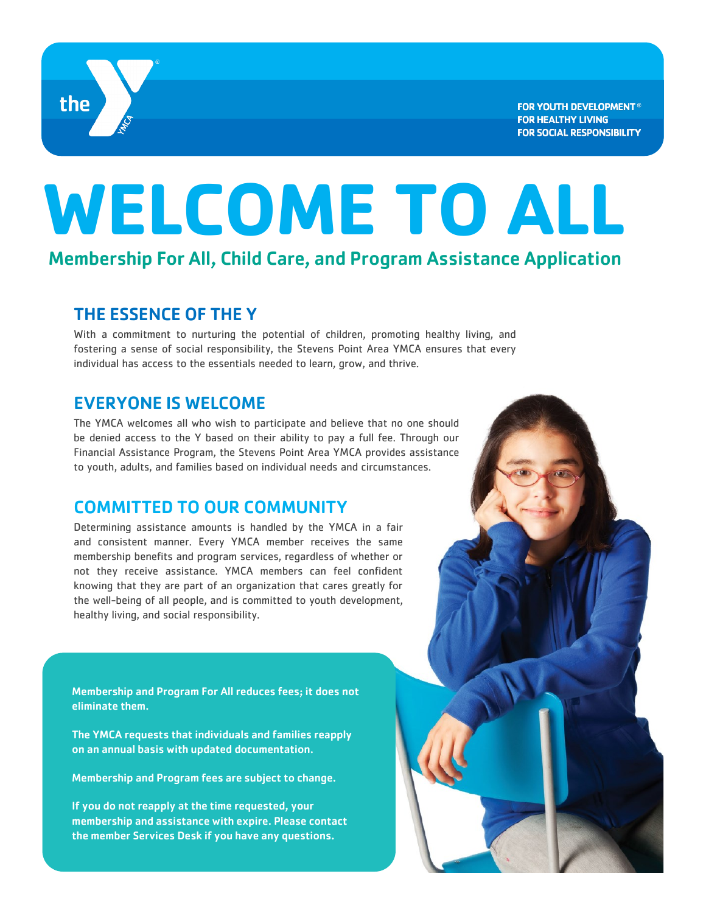the YMCA

FOR YOUTH DEVELOPMENT®
FOR HEALTHY LIVING
FOR SOCIAL RESPONSIBILITY

# WELCOME TO ALL

## Membership For All, Child Care, and Program Assistance Application

### THE ESSENCE OF THE Y

With a commitment to nurturing the potential of children, promoting healthy living, and fostering a sense of social responsibility, the Stevens Point Area YMCA ensures that every individual has access to the essentials needed to learn, grow, and thrive.

### EVERYONE IS WELCOME

The YMCA welcomes all who wish to participate and believe that no one should be denied access to the Y based on their ability to pay a full fee. Through our Financial Assistance Program, the Stevens Point Area YMCA provides assistance to youth, adults, and families based on individual needs and circumstances.

### COMMITTED TO OUR COMMUNITY

Determining assistance amounts is handled by the YMCA in a fair and consistent manner. Every YMCA member receives the same membership benefits and program services, regardless of whether or not they receive assistance. YMCA members can feel confident knowing that they are part of an organization that cares greatly for the well-being of all people, and is committed to youth development, healthy living, and social responsibility.

**Membership and Program For All reduces fees; it does not eliminate them.**

**The YMCA requests that individuals and families reapply on an annual basis with updated documentation.**

**Membership and Program fees are subject to change.**

**If you do not reapply at the time requested, your membership and assistance with expire. Please contact the member Services Desk if you have any questions.**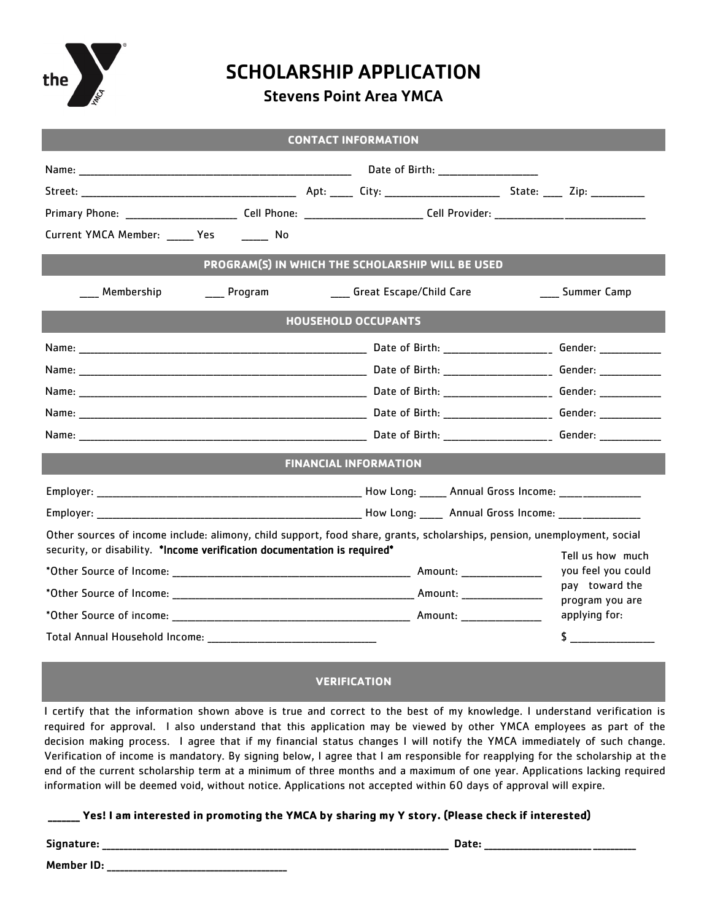# SCHOLARSHIP APPLICATION

## Stevens Point Area YMCA

### CONTACT INFORMATION

Name: ______________________________________________ Date of Birth: _________________

Street: _____________________________________ Apt: ____ City: ____________________ State: ___ Zip: _________

Primary Phone: ___________________ Cell Phone: ____________________ Cell Provider: ___________________________

Current YMCA Member: _____ Yes _____ No

### PROGRAM(S) IN WHICH THE SCHOLARSHIP WILL BE USED

___ Membership ___ Program ___ Great Escape/Child Care ___ Summer Camp

### HOUSEHOLD OCCUPANTS

Name: ________________________________________________ Date of Birth: __________________ Gender: __________

Name: ________________________________________________ Date of Birth: __________________ Gender: __________

Name: ________________________________________________ Date of Birth: __________________ Gender: __________

Name: ________________________________________________ Date of Birth: __________________ Gender: __________

Name: ________________________________________________ Date of Birth: __________________ Gender: __________

### FINANCIAL INFORMATION

Employer: _____________________________________________ How Long: _____ Annual Gross Income: ______________

Employer: _____________________________________________ How Long: ____ Annual Gross Income: ______________

Other sources of income include: alimony, child support, food share, grants, scholarships, pension, unemployment, social security, or disability. **\*Income verification documentation is required\***

\*Other Source of Income: ________________________________________ Amount: ______________

\*Other Source of Income: ________________________________________ Amount: ______________

\*Other Source of income: ________________________________________ Amount: ______________

Total Annual Household Income: ____________________________

Tell us how much you feel you could pay toward the program you are applying for:

$ ______________

### VERIFICATION

I certify that the information shown above is true and correct to the best of my knowledge. I understand verification is required for approval. I also understand that this application may be viewed by other YMCA employees as part of the decision making process. I agree that if my financial status changes I will notify the YMCA immediately of such change. Verification of income is mandatory. By signing below, I agree that I am responsible for reapplying for the scholarship at the end of the current scholarship term at a minimum of three months and a maximum of one year. Applications lacking required information will be deemed void, without notice. Applications not accepted within 60 days of approval will expire.

**______ Yes! I am interested in promoting the YMCA by sharing my Y story. (Please check if interested)**

**Signature:** ____________________________________________________________ **Date:** ____________________________

**Member ID:** ________________________________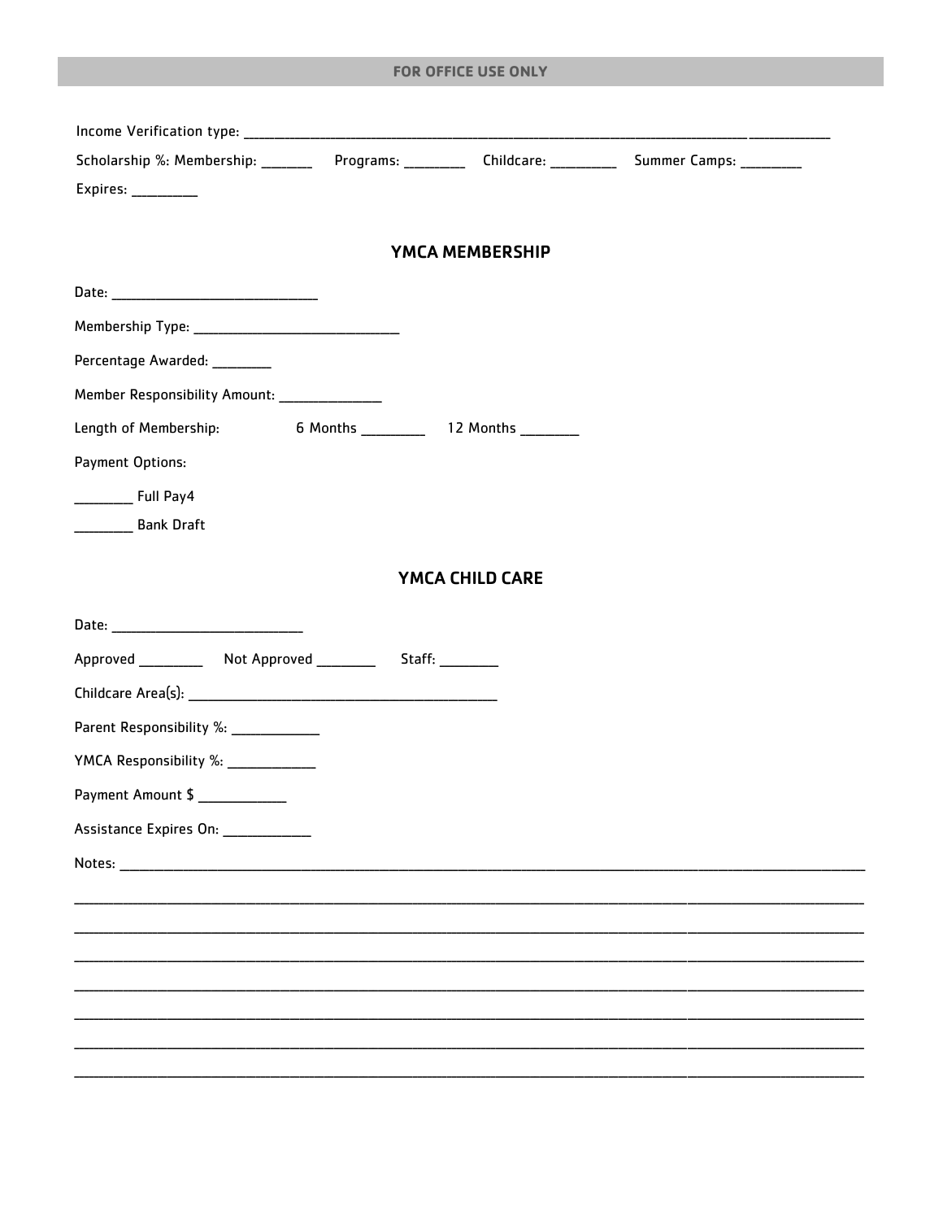**FOR OFFICE USE ONLY**

Income Verification type: ______________________________________________________________________________________

Scholarship %: Membership: _______ Programs: ________ Childcare: _________ Summer Camps: ________

Expires: _________

## YMCA MEMBERSHIP

Date: _____________________________

Membership Type: ____________________________

Percentage Awarded: ________

Member Responsibility Amount: ______________

Length of Membership: 6 Months _________ 12 Months ________

Payment Options:

________ Full Pay4

________ Bank Draft

## YMCA CHILD CARE

Date: ___________________________

Approved _________ Not Approved ________ Staff: ________

Childcare Area(s): __________________________________________

Parent Responsibility %: ____________

YMCA Responsibility %: ____________

Payment Amount $ ____________

Assistance Expires On: ____________

Notes: ____________________________________________________________________________________________________________

_____________________________________________________________________________________________________________________

_____________________________________________________________________________________________________________________

_____________________________________________________________________________________________________________________

_____________________________________________________________________________________________________________________

_____________________________________________________________________________________________________________________

_____________________________________________________________________________________________________________________

_____________________________________________________________________________________________________________________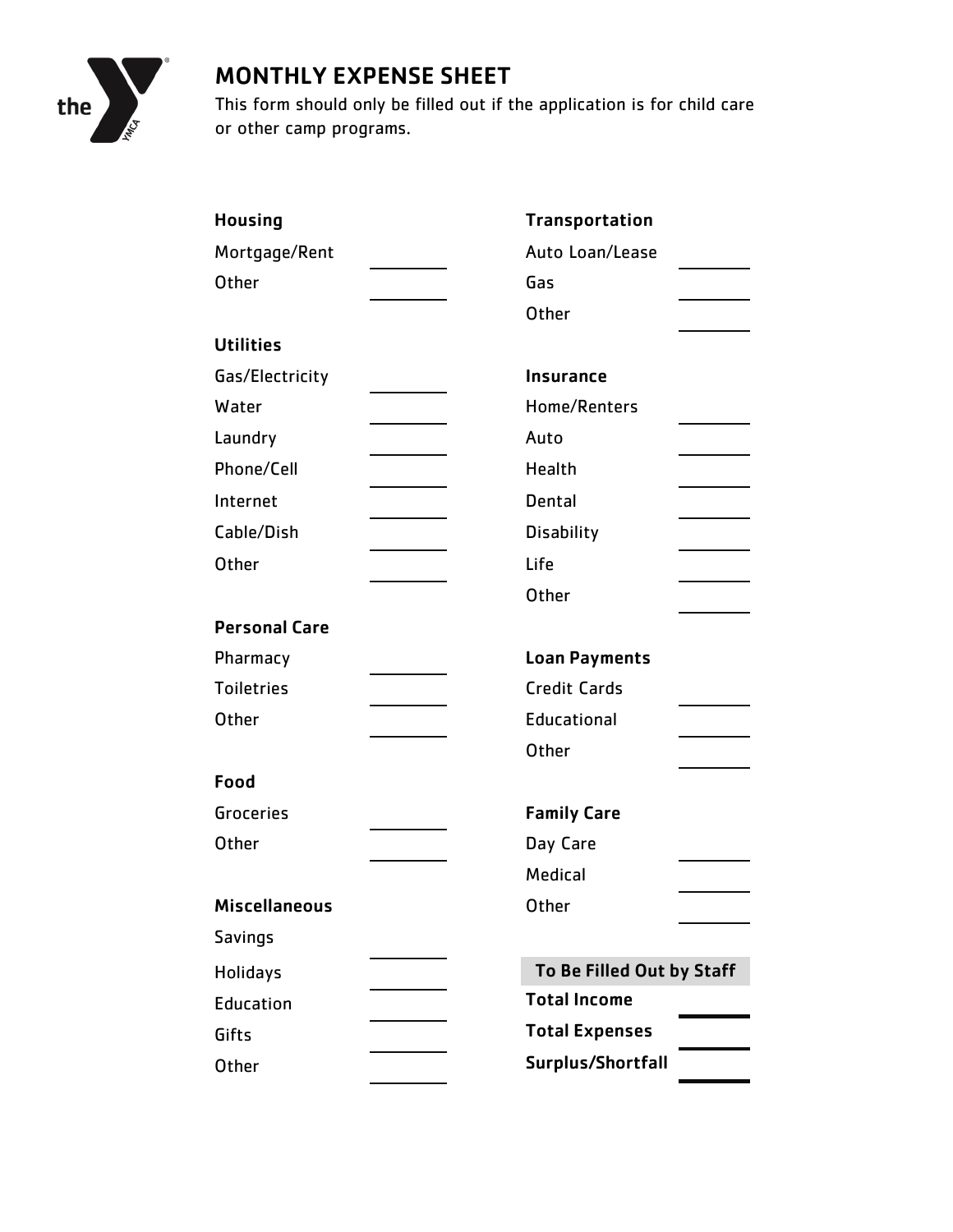# MONTHLY EXPENSE SHEET

This form should only be filled out if the application is for child care or other camp programs.

### Housing

| | |
|---|---|
| Mortgage/Rent | ________ |
| Other | ________ |

### Utilities

| | |
|---|---|
| Gas/Electricity | ________ |
| Water | ________ |
| Laundry | ________ |
| Phone/Cell | ________ |
| Internet | ________ |
| Cable/Dish | ________ |
| Other | ________ |

### Personal Care

| | |
|---|---|
| Pharmacy | ________ |
| Toiletries | ________ |
| Other | ________ |

### Food

| | |
|---|---|
| Groceries | ________ |
| Other | ________ |

### Miscellaneous

| | |
|---|---|
| Savings | ________ |
| Holidays | ________ |
| Education | ________ |
| Gifts | ________ |
| Other | ________ |

### Transportation

| | |
|---|---|
| Auto Loan/Lease | ________ |
| Gas | ________ |
| Other | ________ |

### Insurance

| | |
|---|---|
| Home/Renters | ________ |
| Auto | ________ |
| Health | ________ |
| Dental | ________ |
| Disability | ________ |
| Life | ________ |
| Other | ________ |

### Loan Payments

| | |
|---|---|
| Credit Cards | ________ |
| Educational | ________ |
| Other | ________ |

### Family Care

| | |
|---|---|
| Day Care | ________ |
| Medical | ________ |
| Other | ________ |

**To Be Filled Out by Staff**

| | |
|---|---|
| **Total Income** | ________ |
| **Total Expenses** | ________ |
| **Surplus/Shortfall** | ________ |